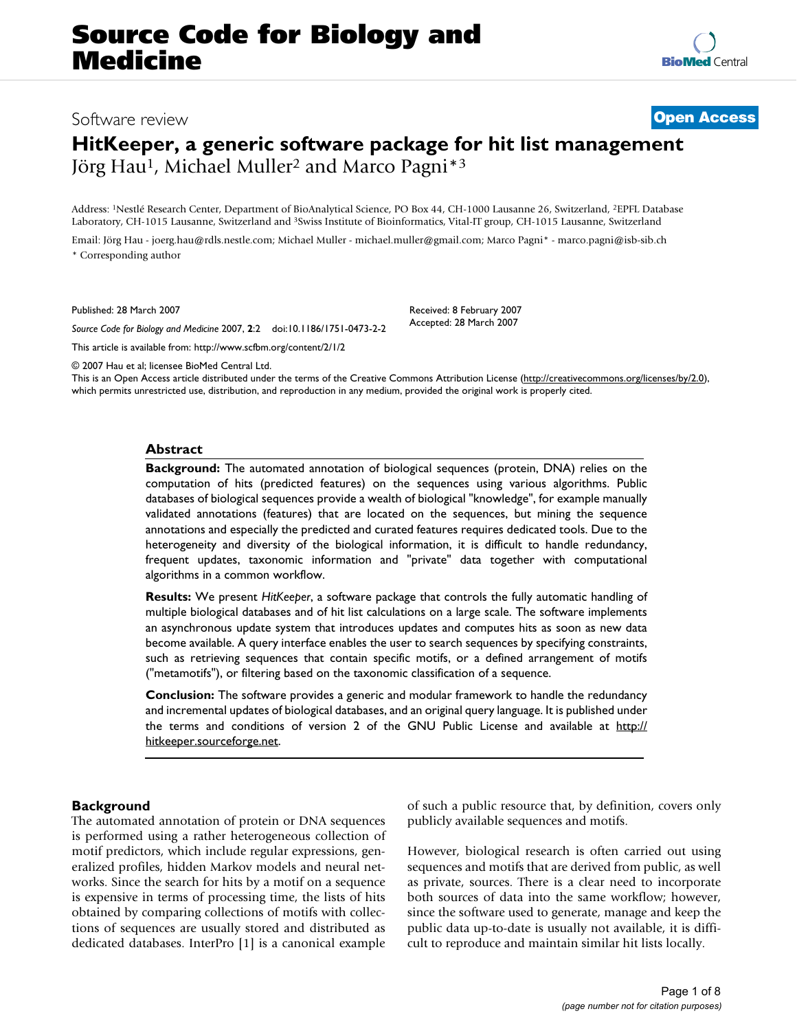Source Code for Biology and Medicine

Software review

**Open Access**

# HitKeeper, a generic software package for hit list management

Jörg Hau[1], Michael Muller[2] and Marco Pagni*[3]

Address: [1]Nestlé Research Center, Department of BioAnalytical Science, PO Box 44, CH-1000 Lausanne 26, Switzerland, [2]EPFL Database Laboratory, CH-1015 Lausanne, Switzerland and [3]Swiss Institute of Bioinformatics, Vital-IT group, CH-1015 Lausanne, Switzerland

Email: Jörg Hau - joerg.hau@rdls.nestle.com; Michael Muller - michael.muller@gmail.com; Marco Pagni* - marco.pagni@isb-sib.ch

\* Corresponding author

Published: 28 March 2007

*Source Code for Biology and Medicine* 2007, **2**:2 doi:10.1186/1751-0473-2-2

Received: 8 February 2007

Accepted: 28 March 2007

This article is available from: http://www.scfbm.org/content/2/1/2

© 2007 Hau et al; licensee BioMed Central Ltd.

This is an Open Access article distributed under the terms of the Creative Commons Attribution License (http://creativecommons.org/licenses/by/2.0), which permits unrestricted use, distribution, and reproduction in any medium, provided the original work is properly cited.

## Abstract

**Background:** The automated annotation of biological sequences (protein, DNA) relies on the computation of hits (predicted features) on the sequences using various algorithms. Public databases of biological sequences provide a wealth of biological "knowledge", for example manually validated annotations (features) that are located on the sequences, but mining the sequence annotations and especially the predicted and curated features requires dedicated tools. Due to the heterogeneity and diversity of the biological information, it is difficult to handle redundancy, frequent updates, taxonomic information and "private" data together with computational algorithms in a common workflow.

**Results:** We present *HitKeeper*, a software package that controls the fully automatic handling of multiple biological databases and of hit list calculations on a large scale. The software implements an asynchronous update system that introduces updates and computes hits as soon as new data become available. A query interface enables the user to search sequences by specifying constraints, such as retrieving sequences that contain specific motifs, or a defined arrangement of motifs ("metamotifs"), or filtering based on the taxonomic classification of a sequence.

**Conclusion:** The software provides a generic and modular framework to handle the redundancy and incremental updates of biological databases, and an original query language. It is published under the terms and conditions of version 2 of the GNU Public License and available at http://hitkeeper.sourceforge.net.

## Background

The automated annotation of protein or DNA sequences is performed using a rather heterogeneous collection of motif predictors, which include regular expressions, generalized profiles, hidden Markov models and neural networks. Since the search for hits by a motif on a sequence is expensive in terms of processing time, the lists of hits obtained by comparing collections of motifs with collections of sequences are usually stored and distributed as dedicated databases. InterPro [1] is a canonical example of such a public resource that, by definition, covers only publicly available sequences and motifs.

However, biological research is often carried out using sequences and motifs that are derived from public, as well as private, sources. There is a clear need to incorporate both sources of data into the same workflow; however, since the software used to generate, manage and keep the public data up-to-date is usually not available, it is difficult to reproduce and maintain similar hit lists locally.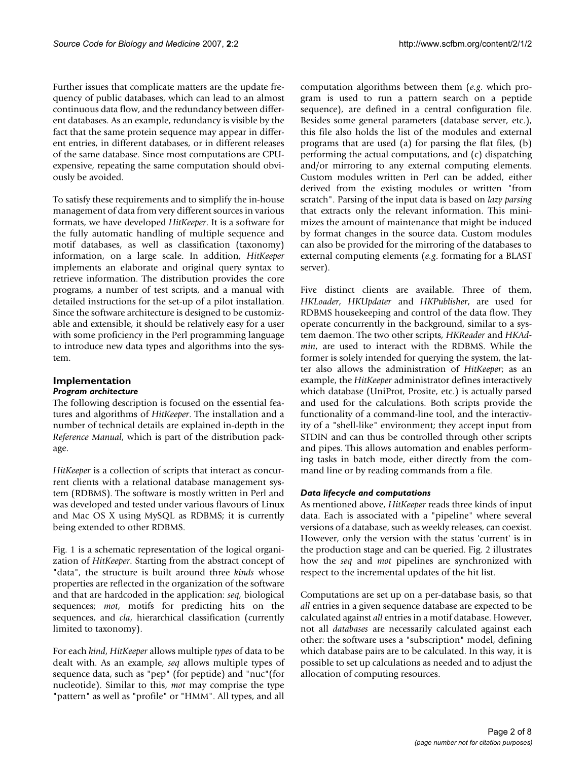Further issues that complicate matters are the update frequency of public databases, which can lead to an almost continuous data flow, and the redundancy between different databases. As an example, redundancy is visible by the fact that the same protein sequence may appear in different entries, in different databases, or in different releases of the same database. Since most computations are CPU-expensive, repeating the same computation should obviously be avoided.

To satisfy these requirements and to simplify the in-house management of data from very different sources in various formats, we have developed *HitKeeper*. It is a software for the fully automatic handling of multiple sequence and motif databases, as well as classification (taxonomy) information, on a large scale. In addition, *HitKeeper* implements an elaborate and original query syntax to retrieve information. The distribution provides the core programs, a number of test scripts, and a manual with detailed instructions for the set-up of a pilot installation. Since the software architecture is designed to be customizable and extensible, it should be relatively easy for a user with some proficiency in the Perl programming language to introduce new data types and algorithms into the system.

## Implementation

### *Program architecture*

The following description is focused on the essential features and algorithms of *HitKeeper*. The installation and a number of technical details are explained in-depth in the *Reference Manual*, which is part of the distribution package.

*HitKeeper* is a collection of scripts that interact as concurrent clients with a relational database management system (RDBMS). The software is mostly written in Perl and was developed and tested under various flavours of Linux and Mac OS X using MySQL as RDBMS; it is currently being extended to other RDBMS.

Fig. 1 is a schematic representation of the logical organization of *HitKeeper*. Starting from the abstract concept of "data", the structure is built around three *kinds* whose properties are reflected in the organization of the software and that are hardcoded in the application: *seq*, biological sequences; *mot*, motifs for predicting hits on the sequences, and *cla*, hierarchical classification (currently limited to taxonomy).

For each *kind*, *HitKeeper* allows multiple *types* of data to be dealt with. As an example, *seq* allows multiple types of sequence data, such as "pep" (for peptide) and "nuc"(for nucleotide). Similar to this, *mot* may comprise the type "pattern" as well as "profile" or "HMM". All types, and all computation algorithms between them (*e.g.* which program is used to run a pattern search on a peptide sequence), are defined in a central configuration file. Besides some general parameters (database server, etc.), this file also holds the list of the modules and external programs that are used (a) for parsing the flat files, (b) performing the actual computations, and (c) dispatching and/or mirroring to any external computing elements. Custom modules written in Perl can be added, either derived from the existing modules or written "from scratch". Parsing of the input data is based on *lazy parsing* that extracts only the relevant information. This minimizes the amount of maintenance that might be induced by format changes in the source data. Custom modules can also be provided for the mirroring of the databases to external computing elements (*e.g.* formating for a BLAST server).

Five distinct clients are available. Three of them, *HKLoader*, *HKUpdater* and *HKPublisher*, are used for RDBMS housekeeping and control of the data flow. They operate concurrently in the background, similar to a system daemon. The two other scripts, *HKReader* and *HKAdmin*, are used to interact with the RDBMS. While the former is solely intended for querying the system, the latter also allows the administration of *HitKeeper*; as an example, the *HitKeeper* administrator defines interactively which database (UniProt, Prosite, etc.) is actually parsed and used for the calculations. Both scripts provide the functionality of a command-line tool, and the interactivity of a "shell-like" environment; they accept input from STDIN and can thus be controlled through other scripts and pipes. This allows automation and enables performing tasks in batch mode, either directly from the command line or by reading commands from a file.

### *Data lifecycle and computations*

As mentioned above, *HitKeeper* reads three kinds of input data. Each is associated with a "pipeline" where several versions of a database, such as weekly releases, can coexist. However, only the version with the status 'current' is in the production stage and can be queried. Fig. 2 illustrates how the *seq* and *mot* pipelines are synchronized with respect to the incremental updates of the hit list.

Computations are set up on a per-database basis, so that *all* entries in a given sequence database are expected to be calculated against *all* entries in a motif database. However, not all *databases* are necessarily calculated against each other: the software uses a "subscription" model, defining which database pairs are to be calculated. In this way, it is possible to set up calculations as needed and to adjust the allocation of computing resources.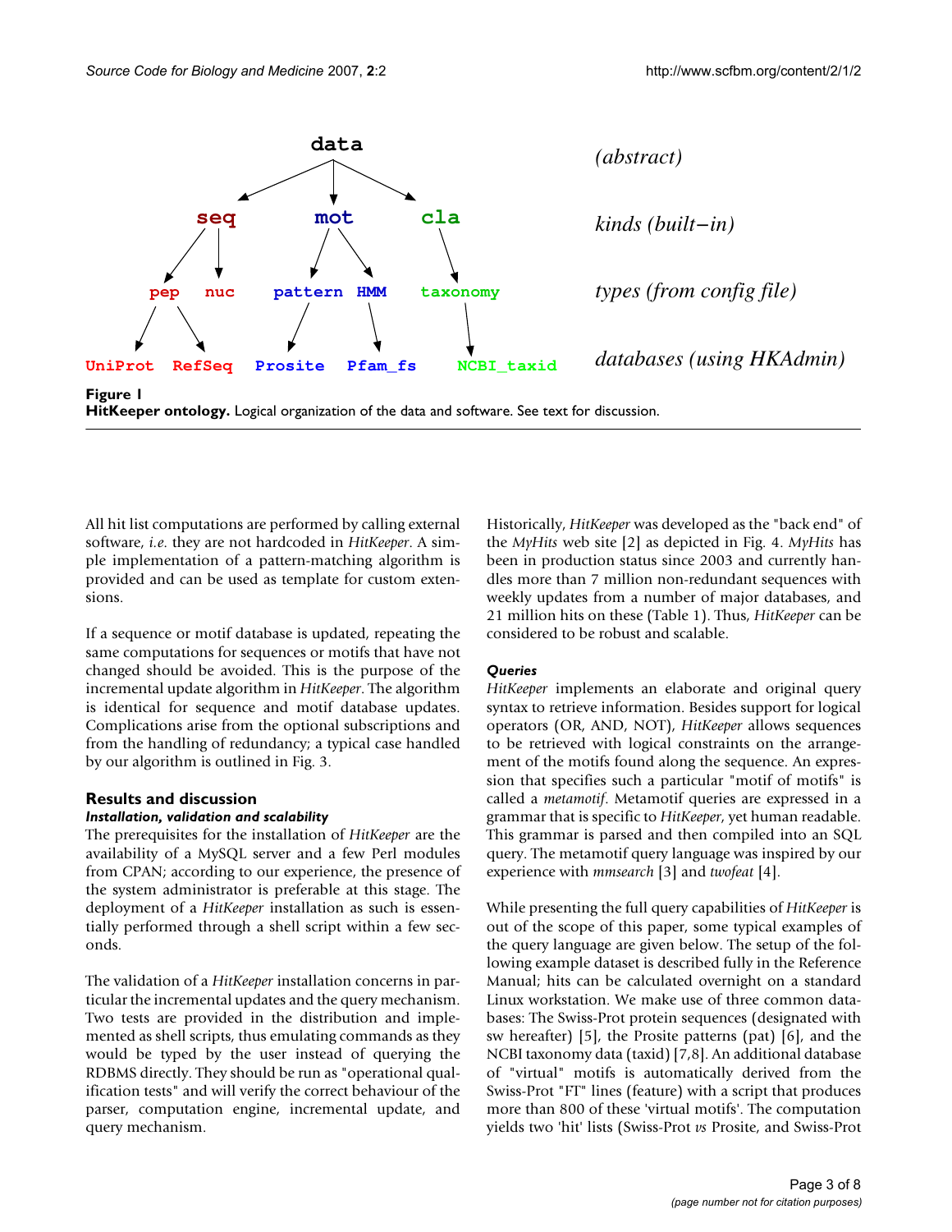data

seq mot cla

pep nuc pattern HMM taxonomy

UniProt RefSeq Prosite Pfam_fs NCBI_taxid

(abstract)

kinds (built–in)

types (from config file)

databases (using HKAdmin)

**Figure 1**
**HitKeeper ontology.** Logical organization of the data and software. See text for discussion.

All hit list computations are performed by calling external software, *i.e.* they are not hardcoded in *HitKeeper*. A simple implementation of a pattern-matching algorithm is provided and can be used as template for custom extensions.

If a sequence or motif database is updated, repeating the same computations for sequences or motifs that have not changed should be avoided. This is the purpose of the incremental update algorithm in *HitKeeper*. The algorithm is identical for sequence and motif database updates. Complications arise from the optional subscriptions and from the handling of redundancy; a typical case handled by our algorithm is outlined in Fig. 3.

## Results and discussion

### *Installation, validation and scalability*

The prerequisites for the installation of *HitKeeper* are the availability of a MySQL server and a few Perl modules from CPAN; according to our experience, the presence of the system administrator is preferable at this stage. The deployment of a *HitKeeper* installation as such is essentially performed through a shell script within a few seconds.

The validation of a *HitKeeper* installation concerns in particular the incremental updates and the query mechanism. Two tests are provided in the distribution and implemented as shell scripts, thus emulating commands as they would be typed by the user instead of querying the RDBMS directly. They should be run as "operational qualification tests" and will verify the correct behaviour of the parser, computation engine, incremental update, and query mechanism.

Historically, *HitKeeper* was developed as the "back end" of the *MyHits* web site [2] as depicted in Fig. 4. *MyHits* has been in production status since 2003 and currently handles more than 7 million non-redundant sequences with weekly updates from a number of major databases, and 21 million hits on these (Table 1). Thus, *HitKeeper* can be considered to be robust and scalable.

### *Queries*

*HitKeeper* implements an elaborate and original query syntax to retrieve information. Besides support for logical operators (OR, AND, NOT), *HitKeeper* allows sequences to be retrieved with logical constraints on the arrangement of the motifs found along the sequence. An expression that specifies such a particular "motif of motifs" is called a *metamotif*. Metamotif queries are expressed in a grammar that is specific to *HitKeeper*, yet human readable. This grammar is parsed and then compiled into an SQL query. The metamotif query language was inspired by our experience with *mmsearch* [3] and *twofeat* [4].

While presenting the full query capabilities of *HitKeeper* is out of the scope of this paper, some typical examples of the query language are given below. The setup of the following example dataset is described fully in the Reference Manual; hits can be calculated overnight on a standard Linux workstation. We make use of three common databases: The Swiss-Prot protein sequences (designated with sw hereafter) [5], the Prosite patterns (pat) [6], and the NCBI taxonomy data (taxid) [7,8]. An additional database of "virtual" motifs is automatically derived from the Swiss-Prot "FT" lines (feature) with a script that produces more than 800 of these 'virtual motifs'. The computation yields two 'hit' lists (Swiss-Prot *vs* Prosite, and Swiss-Prot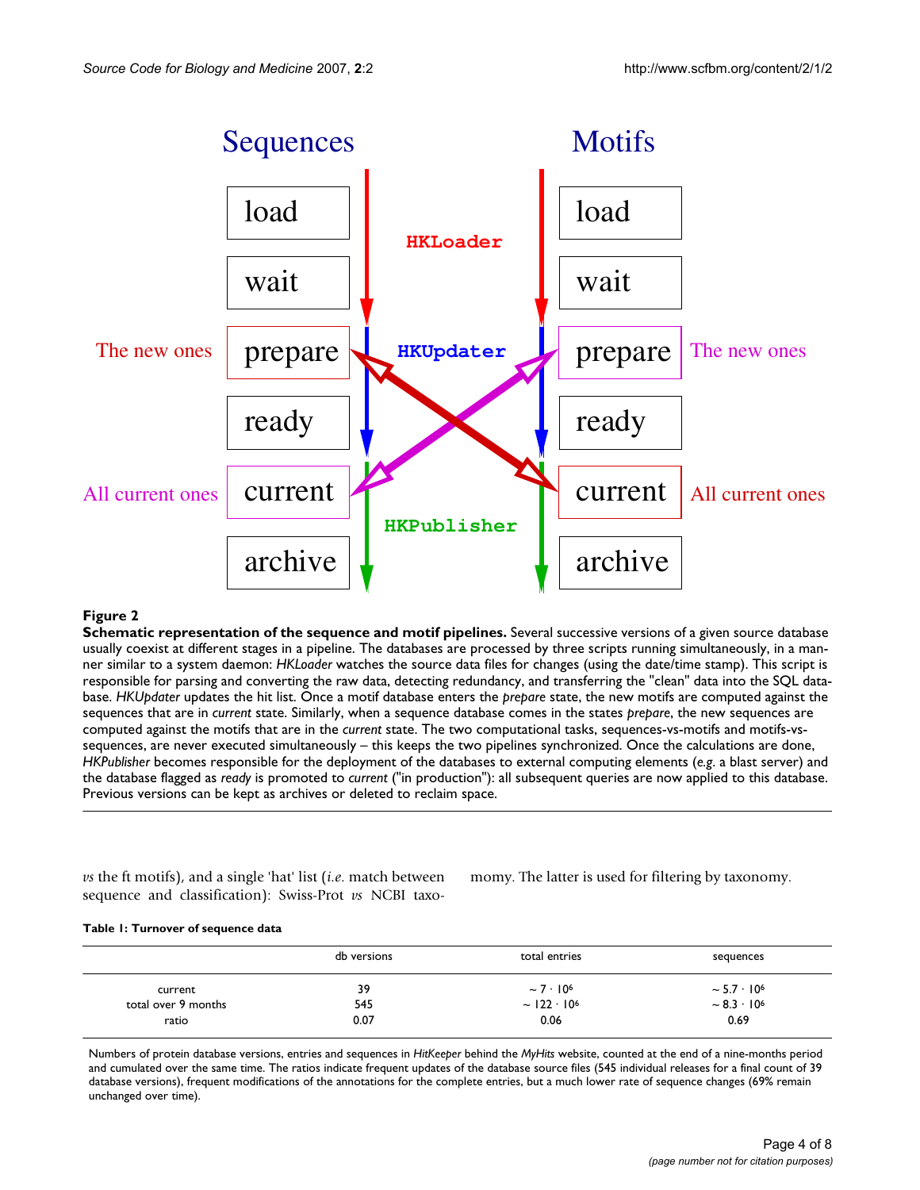**Figure 2**

**Schematic representation of the sequence and motif pipelines.** Several successive versions of a given source database usually coexist at different stages in a pipeline. The databases are processed by three scripts running simultaneously, in a manner similar to a system daemon: *HKLoader* watches the source data files for changes (using the date/time stamp). This script is responsible for parsing and converting the raw data, detecting redundancy, and transferring the "clean" data into the SQL database. *HKUpdater* updates the hit list. Once a motif database enters the *prepare* state, the new motifs are computed against the sequences that are in *current* state. Similarly, when a sequence database comes in the states *prepare*, the new sequences are computed against the motifs that are in the *current* state. The two computational tasks, sequences-vs-motifs and motifs-vs-sequences, are never executed simultaneously – this keeps the two pipelines synchronized. Once the calculations are done, *HKPublisher* becomes responsible for the deployment of the databases to external computing elements (*e.g.* a blast server) and the database flagged as *ready* is promoted to *current* ("in production"): all subsequent queries are now applied to this database. Previous versions can be kept as archives or deleted to reclaim space.

*vs* the ft motifs), and a single 'hat' list (*i.e.* match between sequence and classification): Swiss-Prot *vs* NCBI taxonomy. The latter is used for filtering by taxonomy.

**Table 1: Turnover of sequence data**

| | db versions | total entries | sequences |
|---|---|---|---|
| current | 39 | $\sim 7 \cdot 10^6$ | $\sim 5.7 \cdot 10^6$ |
| total over 9 months | 545 | $\sim 122 \cdot 10^6$ | $\sim 8.3 \cdot 10^6$ |
| ratio | 0.07 | 0.06 | 0.69 |

Numbers of protein database versions, entries and sequences in *HitKeeper* behind the *MyHits* website, counted at the end of a nine-months period and cumulated over the same time. The ratios indicate frequent updates of the database source files (545 individual releases for a final count of 39 database versions), frequent modifications of the annotations for the complete entries, but a much lower rate of sequence changes (69% remain unchanged over time).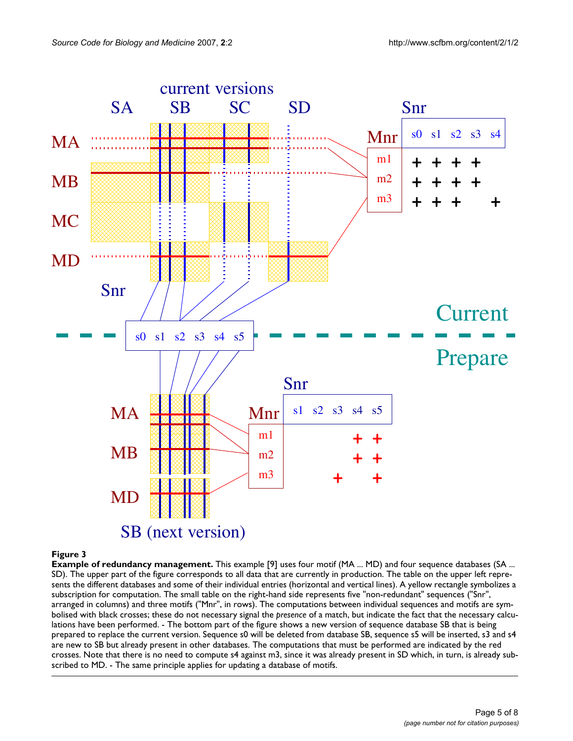**Figure 3**

**Example of redundancy management.** This example [9] uses four motif (MA ... MD) and four sequence databases (SA ... SD). The upper part of the figure corresponds to all data that are currently in production. The table on the upper left represents the different databases and some of their individual entries (horizontal and vertical lines). A yellow rectangle symbolizes a subscription for computation. The small table on the right-hand side represents five "non-redundant" sequences ("Snr", arranged in columns) and three motifs ("Mnr", in rows). The computations between individual sequences and motifs are symbolised with black crosses; these do not necessary signal the *presence* of a match, but indicate the fact that the necessary calculations have been performed. - The bottom part of the figure shows a new version of sequence database SB that is being prepared to replace the current version. Sequence s0 will be deleted from database SB, sequence s5 will be inserted, s3 and s4 are new to SB but already present in other databases. The computations that must be performed are indicated by the red crosses. Note that there is no need to compute s4 against m3, since it was already present in SD which, in turn, is already subscribed to MD. - The same principle applies for updating a database of motifs.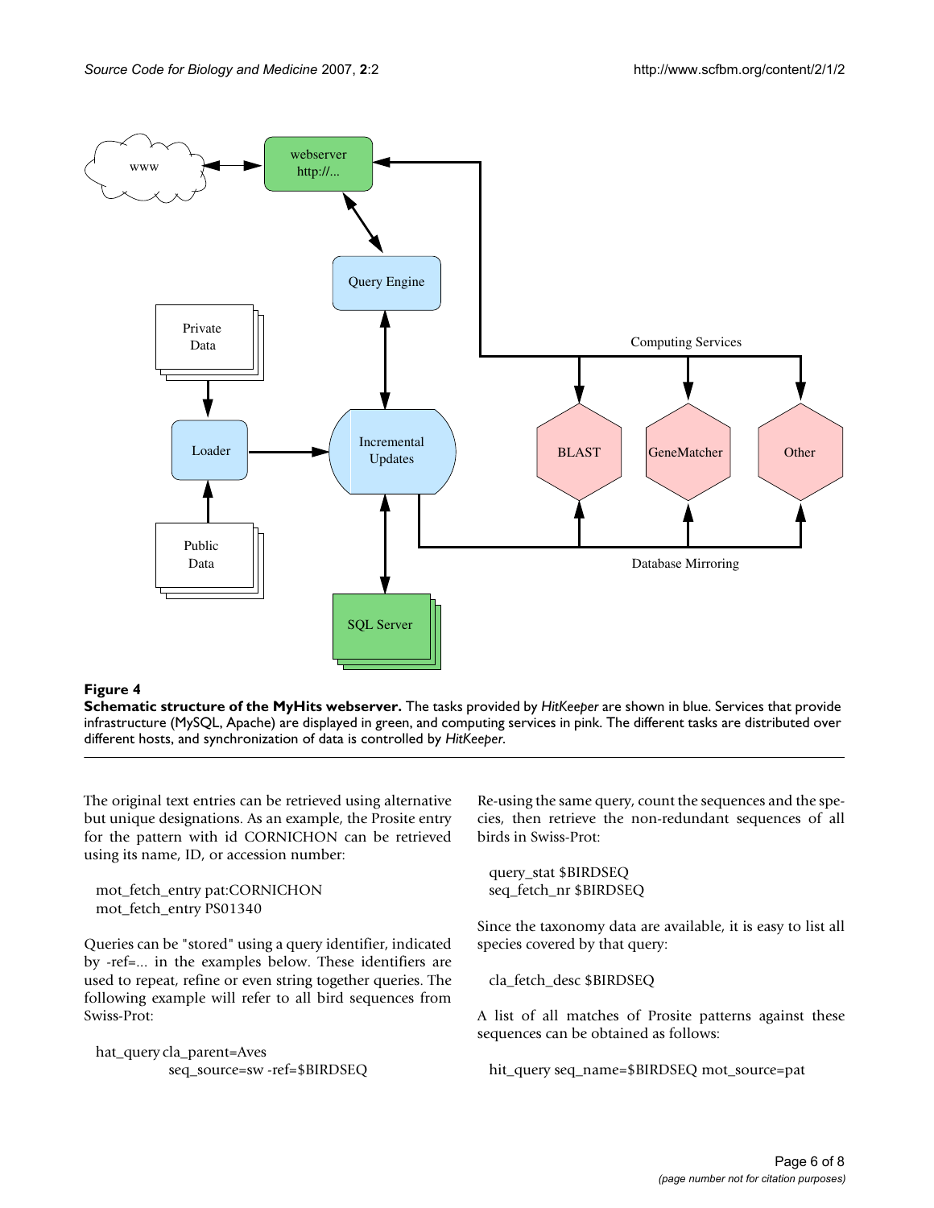**Figure 4**

**Schematic structure of the MyHits webserver.** The tasks provided by *HitKeeper* are shown in blue. Services that provide infrastructure (MySQL, Apache) are displayed in green, and computing services in pink. The different tasks are distributed over different hosts, and synchronization of data is controlled by *HitKeeper*.

The original text entries can be retrieved using alternative but unique designations. As an example, the Prosite entry for the pattern with id CORNICHON can be retrieved using its name, ID, or accession number:

```
mot_fetch_entry pat:CORNICHON
mot_fetch_entry PS01340
```

Queries can be "stored" using a query identifier, indicated by -ref=... in the examples below. These identifiers are used to repeat, refine or even string together queries. The following example will refer to all bird sequences from Swiss-Prot:

```
hat_query cla_parent=Aves
          seq_source=sw -ref=$BIRDSEQ
```

Re-using the same query, count the sequences and the species, then retrieve the non-redundant sequences of all birds in Swiss-Prot:

```
query_stat $BIRDSEQ
seq_fetch_nr $BIRDSEQ
```

Since the taxonomy data are available, it is easy to list all species covered by that query:

```
cla_fetch_desc $BIRDSEQ
```

A list of all matches of Prosite patterns against these sequences can be obtained as follows:

```
hit_query seq_name=$BIRDSEQ mot_source=pat
```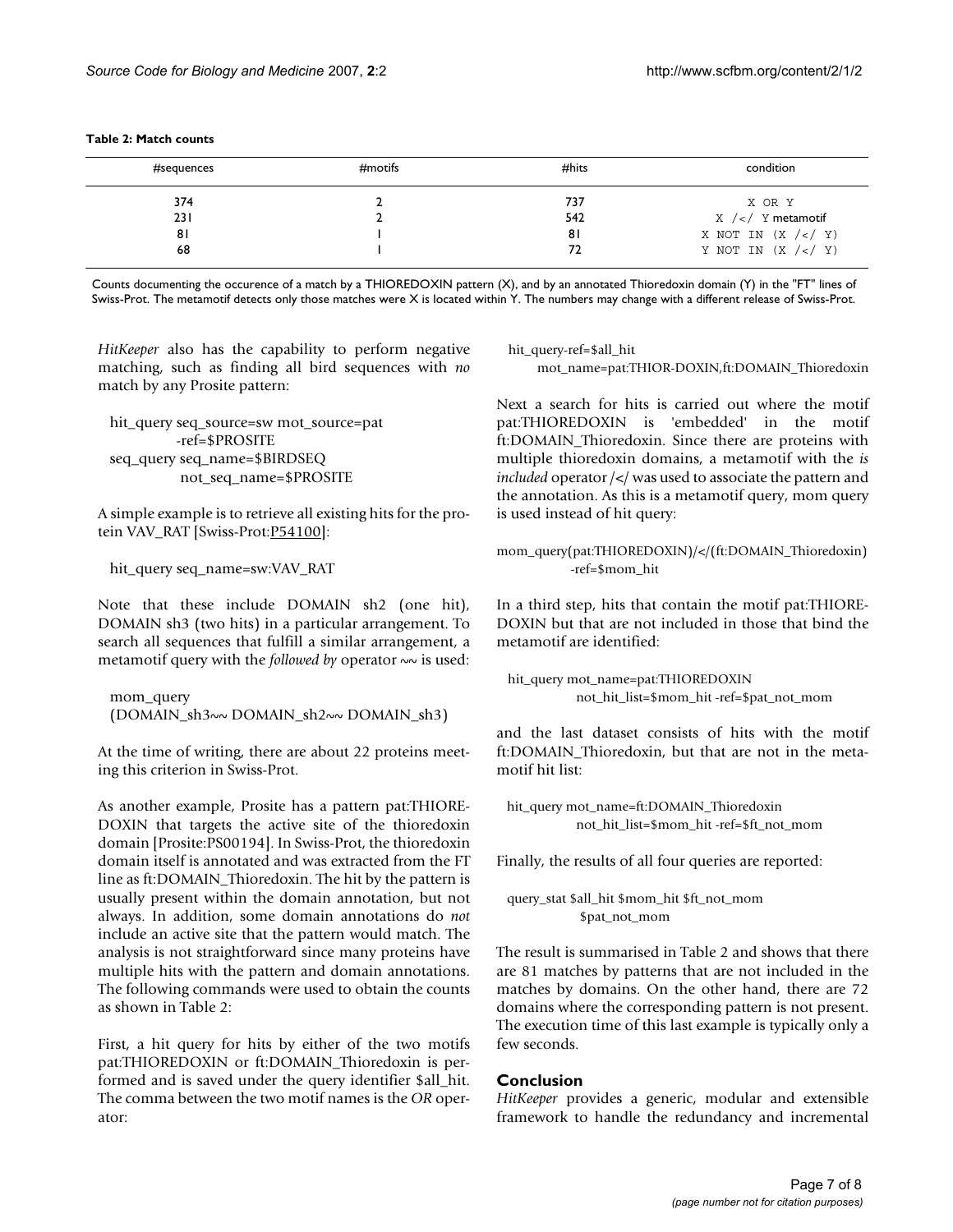**Table 2: Match counts**

| #sequences | #motifs | #hits | condition |
|---|---|---|---|
| 374 | 2 | 737 | X OR Y |
| 231 | 2 | 542 | X /</ Y metamotif |
| 81 | 1 | 81 | X NOT IN (X /</ Y) |
| 68 | 1 | 72 | Y NOT IN (X /</ Y) |

Counts documenting the occurence of a match by a THIOREDOXIN pattern (X), and by an annotated Thioredoxin domain (Y) in the "FT" lines of Swiss-Prot. The metamotif detects only those matches were X is located within Y. The numbers may change with a different release of Swiss-Prot.

*HitKeeper* also has the capability to perform negative matching, such as finding all bird sequences with *no* match by any Prosite pattern:

```
hit_query seq_source=sw mot_source=pat
        -ref=$PROSITE
seq_query seq_name=$BIRDSEQ
        not_seq_name=$PROSITE
```

A simple example is to retrieve all existing hits for the protein VAV_RAT [Swiss-Prot:P54100]:

```
hit_query seq_name=sw:VAV_RAT
```

Note that these include DOMAIN sh2 (one hit), DOMAIN sh3 (two hits) in a particular arrangement. To search all sequences that fulfill a similar arrangement, a metamotif query with the *followed by* operator ~~ is used:

```
mom_query
(DOMAIN_sh3~~ DOMAIN_sh2~~ DOMAIN_sh3)
```

At the time of writing, there are about 22 proteins meeting this criterion in Swiss-Prot.

As another example, Prosite has a pattern pat:THIOREDOXIN that targets the active site of the thioredoxin domain [Prosite:PS00194]. In Swiss-Prot, the thioredoxin domain itself is annotated and was extracted from the FT line as ft:DOMAIN_Thioredoxin. The hit by the pattern is usually present within the domain annotation, but not always. In addition, some domain annotations do *not* include an active site that the pattern would match. The analysis is not straightforward since many proteins have multiple hits with the pattern and domain annotations. The following commands were used to obtain the counts as shown in Table 2:

First, a hit query for hits by either of the two motifs pat:THIOREDOXIN or ft:DOMAIN_Thioredoxin is performed and is saved under the query identifier $all_hit. The comma between the two motif names is the *OR* operator:

```
hit_query-ref=$all_hit
    mot_name=pat:THIOR-DOXIN,ft:DOMAIN_Thioredoxin
```

Next a search for hits is carried out where the motif pat:THIOREDOXIN is 'embedded' in the motif ft:DOMAIN_Thioredoxin. Since there are proteins with multiple thioredoxin domains, a metamotif with the *is included* operator /</ was used to associate the pattern and the annotation. As this is a metamotif query, mom query is used instead of hit query:

```
mom_query(pat:THIOREDOXIN)/</(ft:DOMAIN_Thioredoxin)
        -ref=$mom_hit
```

In a third step, hits that contain the motif pat:THIOREDOXIN but that are not included in those that bind the metamotif are identified:

```
hit_query mot_name=pat:THIOREDOXIN
        not_hit_list=$mom_hit -ref=$pat_not_mom
```

and the last dataset consists of hits with the motif ft:DOMAIN_Thioredoxin, but that are not in the metamotif hit list:

```
hit_query mot_name=ft:DOMAIN_Thioredoxin
        not_hit_list=$mom_hit -ref=$ft_not_mom
```

Finally, the results of all four queries are reported:

```
query_stat $all_hit $mom_hit $ft_not_mom
        $pat_not_mom
```

The result is summarised in Table 2 and shows that there are 81 matches by patterns that are not included in the matches by domains. On the other hand, there are 72 domains where the corresponding pattern is not present. The execution time of this last example is typically only a few seconds.

## Conclusion

*HitKeeper* provides a generic, modular and extensible framework to handle the redundancy and incremental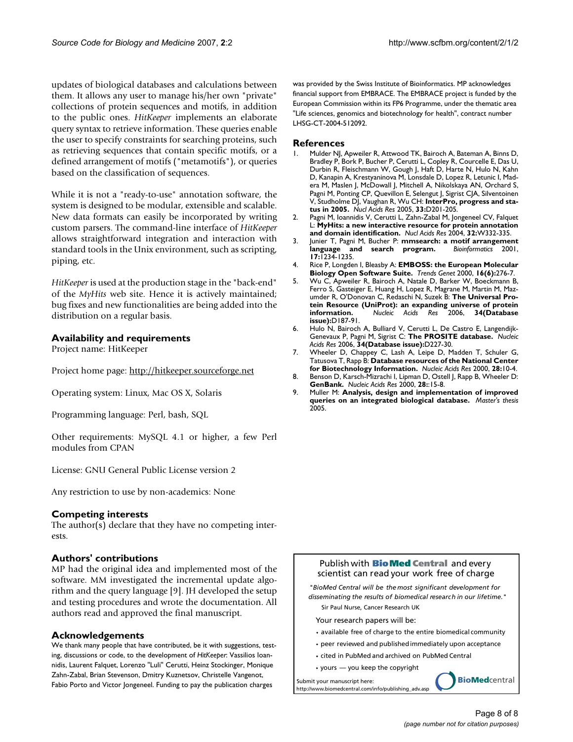updates of biological databases and calculations between them. It allows any user to manage his/her own "private" collections of protein sequences and motifs, in addition to the public ones. *HitKeeper* implements an elaborate query syntax to retrieve information. These queries enable the user to specify constraints for searching proteins, such as retrieving sequences that contain specific motifs, or a defined arrangement of motifs ("metamotifs"), or queries based on the classification of sequences.

While it is not a "ready-to-use" annotation software, the system is designed to be modular, extensible and scalable. New data formats can easily be incorporated by writing custom parsers. The command-line interface of *HitKeeper* allows straightforward integration and interaction with standard tools in the Unix environment, such as scripting, piping, etc.

*HitKeeper* is used at the production stage in the "back-end" of the *MyHits* web site. Hence it is actively maintained; bug fixes and new functionalities are being added into the distribution on a regular basis.

## Availability and requirements

Project name: HitKeeper

Project home page: http://hitkeeper.sourceforge.net

Operating system: Linux, Mac OS X, Solaris

Programming language: Perl, bash, SQL

Other requirements: MySQL 4.1 or higher, a few Perl modules from CPAN

License: GNU General Public License version 2

Any restriction to use by non-academics: None

## Competing interests

The author(s) declare that they have no competing interests.

## Authors' contributions

MP had the original idea and implemented most of the software. MM investigated the incremental update algorithm and the query language [9]. JH developed the setup and testing procedures and wrote the documentation. All authors read and approved the final manuscript.

## Acknowledgements

We thank many people that have contributed, be it with suggestions, testing, discussions or code, to the development of *HitKeeper*: Vassilios Ioannidis, Laurent Falquet, Lorenzo "Luli" Cerutti, Heinz Stockinger, Monique Zahn-Zabal, Brian Stevenson, Dmitry Kuznetsov, Christelle Vangenot, Fabio Porto and Victor Jongeneel. Funding to pay the publication charges was provided by the Swiss Institute of Bioinformatics. MP acknowledges financial support from EMBRACE. The EMBRACE project is funded by the European Commission within its FP6 Programme, under the thematic area "Life sciences, genomics and biotechnology for health", contract number LHSG-CT-2004-512092.

## References

1. Mulder NJ, Apweiler R, Attwood TK, Bairoch A, Bateman A, Binns D, Bradley P, Bork P, Bucher P, Cerutti L, Copley R, Courcelle E, Das U, Durbin R, Fleischmann W, Gough J, Haft D, Harte N, Hulo N, Kahn D, Kanapin A, Krestyaninova M, Lonsdale D, Lopez R, Letunic I, Madera M, Maslen J, McDowall J, Mitchell A, Nikolskaya AN, Orchard S, Pagni M, Ponting CP, Quevillon E, Selengut J, Sigrist CJA, Silventoinen V, Studholme DJ, Vaughan R, Wu CH: **InterPro, progress and status in 2005.** *Nucl Acids Res* 2005, **33:**D201-205.
2. Pagni M, Ioannidis V, Cerutti L, Zahn-Zabal M, Jongeneel CV, Falquet L: **MyHits: a new interactive resource for protein annotation and domain identification.** *Nucl Acids Res* 2004, **32:**W332-335.
3. Junier T, Pagni M, Bucher P: **mmsearch: a motif arrangement language and search program.** *Bioinformatics* 2001, **17:**1234-1235.
4. Rice P, Longden I, Bleasby A: **EMBOSS: the European Molecular Biology Open Software Suite.** *Trends Genet* 2000, **16(6):**276-7.
5. Wu C, Apweiler R, Bairoch A, Natale D, Barker W, Boeckmann B, Ferro S, Gasteiger E, Huang H, Lopez R, Magrane M, Martin M, Mazumder R, O'Donovan C, Redaschi N, Suzek B: **The Universal Protein Resource (UniProt): an expanding universe of protein information.** *Nucleic Acids Res* 2006, **34(Database issue):**D187-91.
6. Hulo N, Bairoch A, Bulliard V, Cerutti L, De Castro E, Langendijk-Genevaux P, Pagni M, Sigrist C: **The PROSITE database.** *Nucleic Acids Res* 2006, **34(Database issue):**D227-30.
7. Wheeler D, Chappey C, Lash A, Leipe D, Madden T, Schuler G, Tatusova T, Rapp B: **Database resources of the National Center for Biotechnology Information.** *Nucleic Acids Res* 2000, **28:**10-4.
8. Benson D, Karsch-Mizrachi I, Lipman D, Ostell J, Rapp B, Wheeler D: **GenBank.** *Nucleic Acids Res* 2000, **28:**:15-8.
9. Muller M: **Analysis, design and implementation of improved queries on an integrated biological database.** *Master's thesis* 2005.

Publish with **BioMed Central** and every scientist can read your work free of charge

*"BioMed Central will be the most significant development for disseminating the results of biomedical research in our lifetime."*
Sir Paul Nurse, Cancer Research UK

Your research papers will be:

- available free of charge to the entire biomedical community
- peer reviewed and published immediately upon acceptance
- cited in PubMed and archived on PubMed Central
- yours — you keep the copyright

Submit your manuscript here:
http://www.biomedcentral.com/info/publishing_adv.asp

BioMedcentral